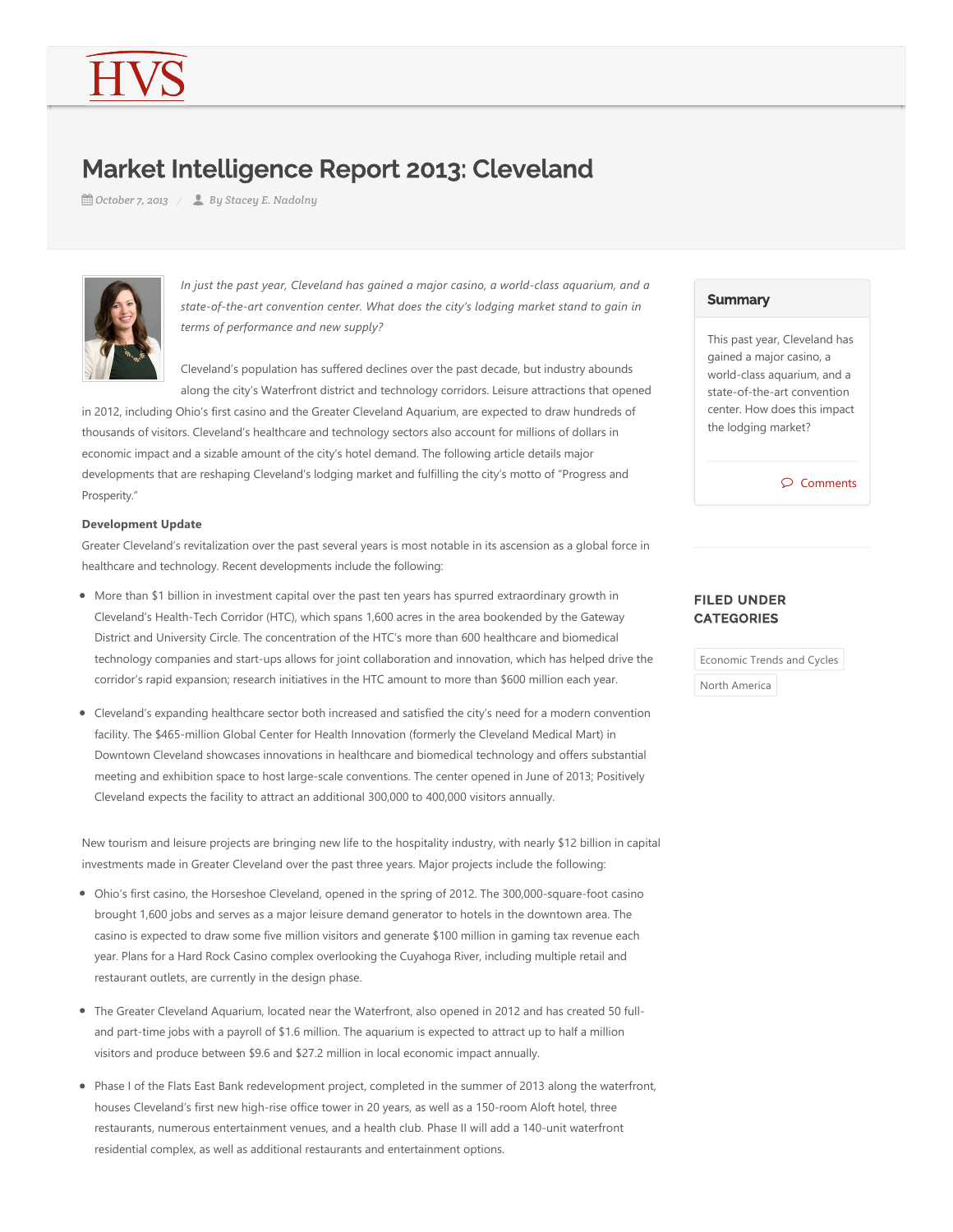# Market Intelligence Report 2013: Cleveland

*October 7, 2013* / *By Stacey E. Nadolny*

*In just the past year, Cleveland has gained a major casino, a world-class aquarium, and a state-of-the-art convention center. What does the city's lodging market stand to gain in terms of performance and new supply?*

Cleveland's population has suffered declines over the past decade, but industry abounds along the city's Waterfront district and technology corridors. Leisure attractions that opened in 2012, including Ohio's first casino and the Greater Cleveland Aquarium, are expected to draw hundreds of thousands of visitors. Cleveland's healthcare and technology sectors also account for millions of dollars in economic impact and a sizable amount of the city's hotel demand. The following article details major developments that are reshaping Cleveland's lodging market and fulfilling the city's motto of "Progress and Prosperity."

**Development Update**

Greater Cleveland's revitalization over the past several years is most notable in its ascension as a global force in healthcare and technology. Recent developments include the following:

- More than $1 billion in investment capital over the past ten years has spurred extraordinary growth in Cleveland's Health-Tech Corridor (HTC), which spans 1,600 acres in the area bookended by the Gateway District and University Circle. The concentration of the HTC's more than 600 healthcare and biomedical technology companies and start-ups allows for joint collaboration and innovation, which has helped drive the corridor's rapid expansion; research initiatives in the HTC amount to more than $600 million each year.
- Cleveland's expanding healthcare sector both increased and satisfied the city's need for a modern convention facility. The $465-million Global Center for Health Innovation (formerly the Cleveland Medical Mart) in Downtown Cleveland showcases innovations in healthcare and biomedical technology and offers substantial meeting and exhibition space to host large-scale conventions. The center opened in June of 2013; Positively Cleveland expects the facility to attract an additional 300,000 to 400,000 visitors annually.

New tourism and leisure projects are bringing new life to the hospitality industry, with nearly $12 billion in capital investments made in Greater Cleveland over the past three years. Major projects include the following:

- Ohio's first casino, the Horseshoe Cleveland, opened in the spring of 2012. The 300,000-square-foot casino brought 1,600 jobs and serves as a major leisure demand generator to hotels in the downtown area. The casino is expected to draw some five million visitors and generate $100 million in gaming tax revenue each year. Plans for a Hard Rock Casino complex overlooking the Cuyahoga River, including multiple retail and restaurant outlets, are currently in the design phase.
- The Greater Cleveland Aquarium, located near the Waterfront, also opened in 2012 and has created 50 full- and part-time jobs with a payroll of $1.6 million. The aquarium is expected to attract up to half a million visitors and produce between $9.6 and $27.2 million in local economic impact annually.
- Phase I of the Flats East Bank redevelopment project, completed in the summer of 2013 along the waterfront, houses Cleveland's first new high-rise office tower in 20 years, as well as a 150-room Aloft hotel, three restaurants, numerous entertainment venues, and a health club. Phase II will add a 140-unit waterfront residential complex, as well as additional restaurants and entertainment options.

## Summary

This past year, Cleveland has gained a major casino, a world-class aquarium, and a state-of-the-art convention center. How does this impact the lodging market?

Comments

## FILED UNDER CATEGORIES

Economic Trends and Cycles

North America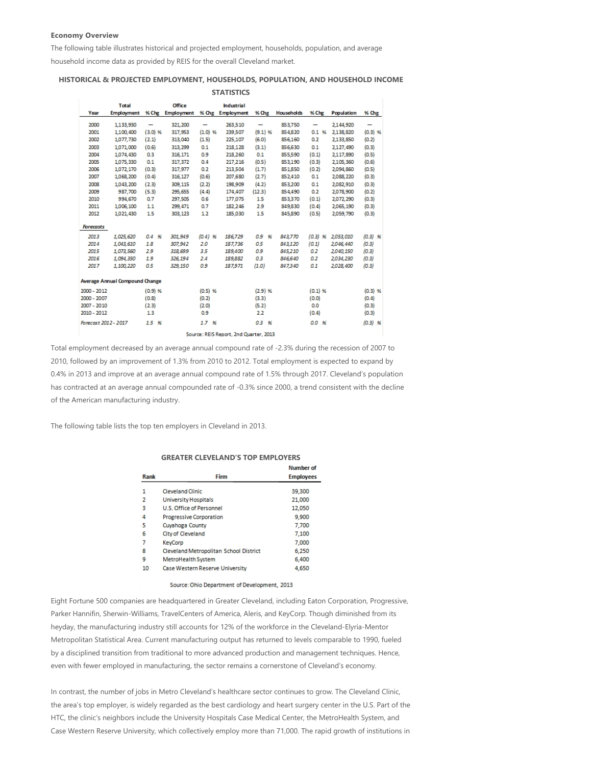**Economy Overview**

The following table illustrates historical and projected employment, households, population, and average household income data as provided by REIS for the overall Cleveland market.

**HISTORICAL & PROJECTED EMPLOYMENT, HOUSEHOLDS, POPULATION, AND HOUSEHOLD INCOME STATISTICS**

| Year | Total Employment | % Chg | Office Employment | % Chg | Industrial Employment | % Chg | Households | % Chg | Population | % Chg |
|---|---|---|---|---|---|---|---|---|---|---|
| 2000 | 1,133,930 | — | 321,200 | — | 263,510 | — | 853,750 | — | 2,144,920 | — |
| 2001 | 1,100,400 | (3.0) % | 317,953 | (1.0) % | 239,507 | (9.1) % | 854,820 | 0.1 % | 2,138,820 | (0.3) % |
| 2002 | 1,077,730 | (2.1) | 313,040 | (1.5) | 225,107 | (6.0) | 856,160 | 0.2 | 2,133,850 | (0.2) |
| 2003 | 1,071,000 | (0.6) | 313,299 | 0.1 | 218,128 | (3.1) | 856,630 | 0.1 | 2,127,490 | (0.3) |
| 2004 | 1,074,430 | 0.3 | 316,171 | 0.9 | 218,260 | 0.1 | 855,590 | (0.1) | 2,117,890 | (0.5) |
| 2005 | 1,075,330 | 0.1 | 317,372 | 0.4 | 217,216 | (0.5) | 853,190 | (0.3) | 2,105,360 | (0.6) |
| 2006 | 1,072,170 | (0.3) | 317,977 | 0.2 | 213,504 | (1.7) | 851,850 | (0.2) | 2,094,860 | (0.5) |
| 2007 | 1,068,200 | (0.4) | 316,127 | (0.6) | 207,680 | (2.7) | 852,410 | 0.1 | 2,088,220 | (0.3) |
| 2008 | 1,043,200 | (2.3) | 309,115 | (2.2) | 198,909 | (4.2) | 853,200 | 0.1 | 2,082,910 | (0.3) |
| 2009 | 987,700 | (5.3) | 295,655 | (4.4) | 174,407 | (12.3) | 854,490 | 0.2 | 2,078,900 | (0.2) |
| 2010 | 994,670 | 0.7 | 297,505 | 0.6 | 177,075 | 1.5 | 853,370 | (0.1) | 2,072,290 | (0.3) |
| 2011 | 1,006,100 | 1.1 | 299,471 | 0.7 | 182,246 | 2.9 | 849,830 | (0.4) | 2,065,190 | (0.3) |
| 2012 | 1,021,430 | 1.5 | 303,123 | 1.2 | 185,030 | 1.5 | 845,890 | (0.5) | 2,059,790 | (0.3) |
| *Forecasts* | | | | | | | | | | |
| *2013* | *1,025,620* | *0.4 %* | *301,949* | *(0.4) %* | *186,729* | *0.9 %* | *843,770* | *(0.3) %* | *2,053,010* | *(0.3) %* |
| *2014* | *1,043,610* | *1.8* | *307,942* | *2.0* | *187,736* | *0.5* | *843,120* | *(0.1)* | *2,046,440* | *(0.3)* |
| *2015* | *1,073,560* | *2.9* | *318,699* | *3.5* | *189,400* | *0.9* | *845,210* | *0.2* | *2,040,150* | *(0.3)* |
| *2016* | *1,094,350* | *1.9* | *326,194* | *2.4* | *189,882* | *0.3* | *846,640* | *0.2* | *2,034,230* | *(0.3)* |
| *2017* | *1,100,220* | *0.5* | *329,150* | *0.9* | *187,971* | *(1.0)* | *847,340* | *0.1* | *2,028,400* | *(0.3)* |
| **Average Annual Compound Change** | | | | | | | | | | |
| 2000 - 2012 | | (0.9) % | | (0.5) % | | (2.9) % | | (0.1) % | | (0.3) % |
| 2000 - 2007 | | (0.8) | | (0.2) | | (3.3) | | (0.0) | | (0.4) |
| 2007 - 2010 | | (2.3) | | (2.0) | | (5.2) | | 0.0 | | (0.3) |
| 2010 - 2012 | | 1.3 | | 0.9 | | 2.2 | | (0.4) | | (0.3) |
| *Forecast 2012 - 2017* | | *1.5 %* | | *1.7 %* | | *0.3 %* | | *0.0 %* | | *(0.3) %* |

Source: REIS Report, 2nd Quarter, 2013

Total employment decreased by an average annual compound rate of -2.3% during the recession of 2007 to 2010, followed by an improvement of 1.3% from 2010 to 2012. Total employment is expected to expand by 0.4% in 2013 and improve at an average annual compound rate of 1.5% through 2017. Cleveland's population has contracted at an average annual compounded rate of -0.3% since 2000, a trend consistent with the decline of the American manufacturing industry.

The following table lists the top ten employers in Cleveland in 2013.

**GREATER CLEVELAND'S TOP EMPLOYERS**

| Rank | Firm | Number of Employees |
|---|---|---|
| 1 | Cleveland Clinic | 39,300 |
| 2 | University Hospitals | 21,000 |
| 3 | U.S. Office of Personnel | 12,050 |
| 4 | Progressive Corporation | 9,900 |
| 5 | Cuyahoga County | 7,700 |
| 6 | City of Cleveland | 7,100 |
| 7 | KeyCorp | 7,000 |
| 8 | Cleveland Metropolitan School District | 6,250 |
| 9 | MetroHealth System | 6,400 |
| 10 | Case Western Reserve University | 4,650 |

Source: Ohio Department of Development, 2013

Eight Fortune 500 companies are headquartered in Greater Cleveland, including Eaton Corporation, Progressive, Parker Hannifin, Sherwin-Williams, TravelCenters of America, Aleris, and KeyCorp. Though diminished from its heyday, the manufacturing industry still accounts for 12% of the workforce in the Cleveland-Elyria-Mentor Metropolitan Statistical Area. Current manufacturing output has returned to levels comparable to 1990, fueled by a disciplined transition from traditional to more advanced production and management techniques. Hence, even with fewer employed in manufacturing, the sector remains a cornerstone of Cleveland's economy.

In contrast, the number of jobs in Metro Cleveland's healthcare sector continues to grow. The Cleveland Clinic, the area's top employer, is widely regarded as the best cardiology and heart surgery center in the U.S. Part of the HTC, the clinic's neighbors include the University Hospitals Case Medical Center, the MetroHealth System, and Case Western Reserve University, which collectively employ more than 71,000. The rapid growth of institutions in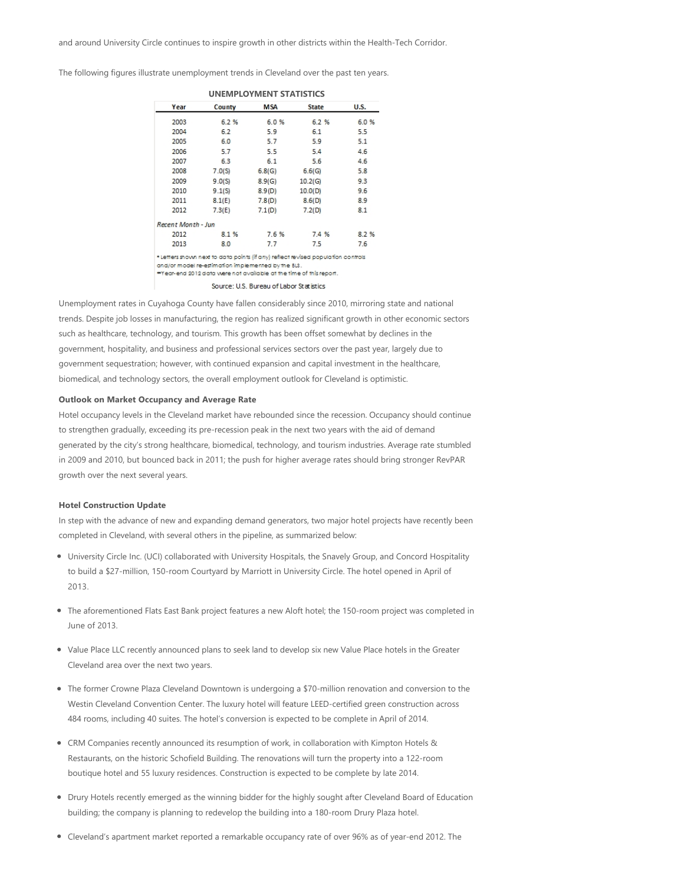and around University Circle continues to inspire growth in other districts within the Health-Tech Corridor.

The following figures illustrate unemployment trends in Cleveland over the past ten years.

**UNEMPLOYMENT STATISTICS**

| Year | County | MSA | State | U.S. |
|---|---|---|---|---|
| 2003 | 6.2 % | 6.0 % | 6.2 % | 6.0 % |
| 2004 | 6.2 | 5.9 | 6.1 | 5.5 |
| 2005 | 6.0 | 5.7 | 5.9 | 5.1 |
| 2006 | 5.7 | 5.5 | 5.4 | 4.6 |
| 2007 | 6.3 | 6.1 | 5.6 | 4.6 |
| 2008 | 7.0(S) | 6.8(G) | 6.6(G) | 5.8 |
| 2009 | 9.0(S) | 8.9(G) | 10.2(G) | 9.3 |
| 2010 | 9.1(S) | 8.9(D) | 10.0(D) | 9.6 |
| 2011 | 8.1(E) | 7.8(D) | 8.6(D) | 8.9 |
| 2012 | 7.3(E) | 7.1(D) | 7.2(D) | 8.1 |
| *Recent Month - Jun* | | | | |
| 2012 | 8.1 % | 7.6 % | 7.4 % | 8.2 % |
| 2013 | 8.0 | 7.7 | 7.5 | 7.6 |

* Letters shown next to data points (if any) reflect revised population controls and/or model re-estimation implemented by the BLS.
**Year-end 2012 data were not available at the time of this report.

Source: U.S. Bureau of Labor Statistics

Unemployment rates in Cuyahoga County have fallen considerably since 2010, mirroring state and national trends. Despite job losses in manufacturing, the region has realized significant growth in other economic sectors such as healthcare, technology, and tourism. This growth has been offset somewhat by declines in the government, hospitality, and business and professional services sectors over the past year, largely due to government sequestration; however, with continued expansion and capital investment in the healthcare, biomedical, and technology sectors, the overall employment outlook for Cleveland is optimistic.

**Outlook on Market Occupancy and Average Rate**

Hotel occupancy levels in the Cleveland market have rebounded since the recession. Occupancy should continue to strengthen gradually, exceeding its pre-recession peak in the next two years with the aid of demand generated by the city's strong healthcare, biomedical, technology, and tourism industries. Average rate stumbled in 2009 and 2010, but bounced back in 2011; the push for higher average rates should bring stronger RevPAR growth over the next several years.

**Hotel Construction Update**

In step with the advance of new and expanding demand generators, two major hotel projects have recently been completed in Cleveland, with several others in the pipeline, as summarized below:

- University Circle Inc. (UCI) collaborated with University Hospitals, the Snavely Group, and Concord Hospitality to build a $27-million, 150-room Courtyard by Marriott in University Circle. The hotel opened in April of 2013.
- The aforementioned Flats East Bank project features a new Aloft hotel; the 150-room project was completed in June of 2013.
- Value Place LLC recently announced plans to seek land to develop six new Value Place hotels in the Greater Cleveland area over the next two years.
- The former Crowne Plaza Cleveland Downtown is undergoing a $70-million renovation and conversion to the Westin Cleveland Convention Center. The luxury hotel will feature LEED-certified green construction across 484 rooms, including 40 suites. The hotel's conversion is expected to be complete in April of 2014.
- CRM Companies recently announced its resumption of work, in collaboration with Kimpton Hotels & Restaurants, on the historic Schofield Building. The renovations will turn the property into a 122-room boutique hotel and 55 luxury residences. Construction is expected to be complete by late 2014.
- Drury Hotels recently emerged as the winning bidder for the highly sought after Cleveland Board of Education building; the company is planning to redevelop the building into a 180-room Drury Plaza hotel.
- Cleveland's apartment market reported a remarkable occupancy rate of over 96% as of year-end 2012. The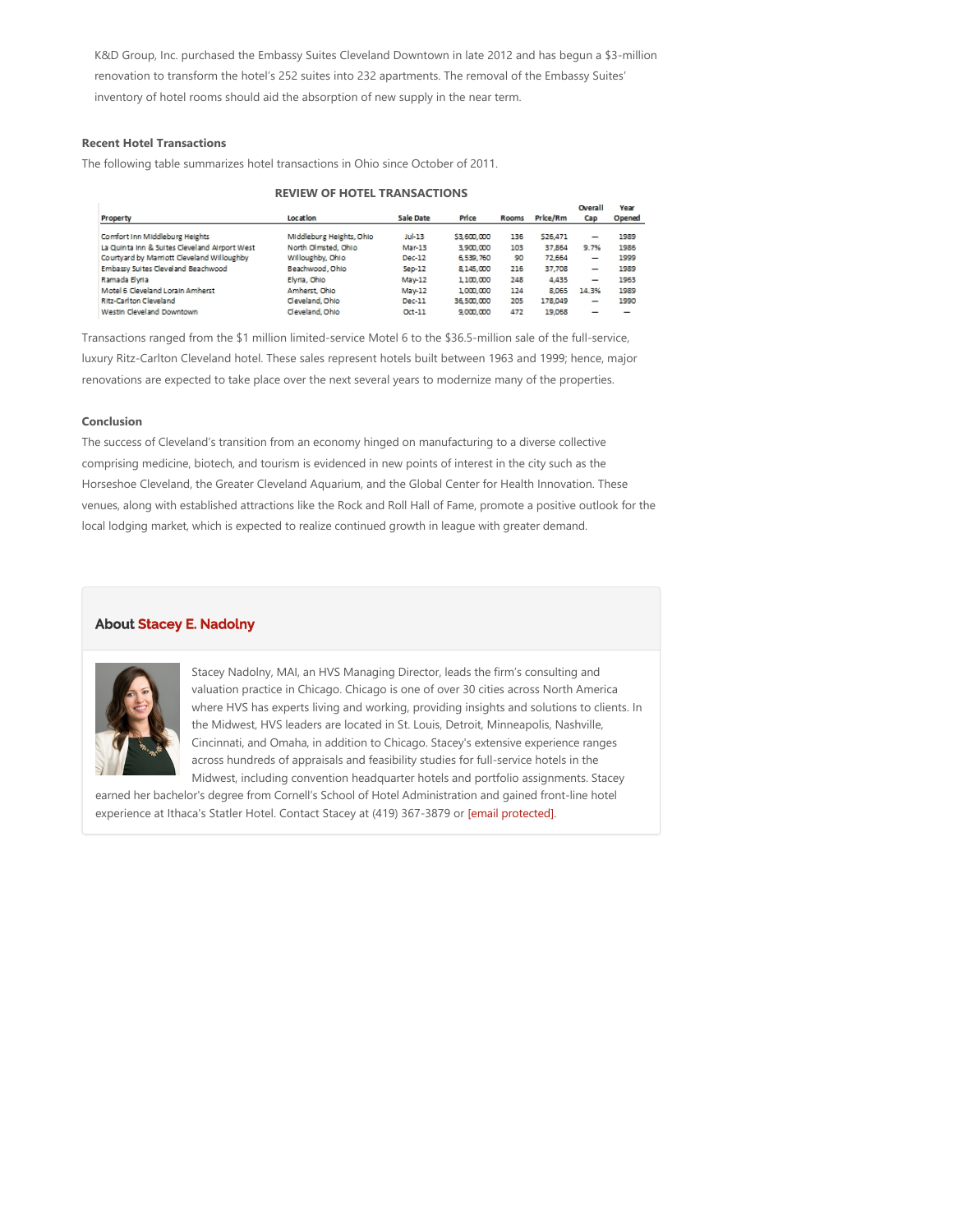K&D Group, Inc. purchased the Embassy Suites Cleveland Downtown in late 2012 and has begun a $3-million renovation to transform the hotel's 252 suites into 232 apartments. The removal of the Embassy Suites' inventory of hotel rooms should aid the absorption of new supply in the near term.

**Recent Hotel Transactions**

The following table summarizes hotel transactions in Ohio since October of 2011.

**REVIEW OF HOTEL TRANSACTIONS**

| Property | Location | Sale Date | Price | Rooms | Price/Rm | Overall Cap | Year Opened |
|---|---|---|---|---|---|---|---|
| Comfort Inn Middleburg Heights | Middleburg Heights, Ohio | Jul-13 | $3,600,000 | 136 | $26,471 | — | 1989 |
| La Quinta Inn & Suites Cleveland Airport West | North Olmsted, Ohio | Mar-13 | 3,900,000 | 103 | 37,864 | 9.7% | 1986 |
| Courtyard by Marriott Cleveland Willoughby | Willoughby, Ohio | Dec-12 | 6,539,760 | 90 | 72,664 | — | 1999 |
| Embassy Suites Cleveland Beachwood | Beachwood, Ohio | Sep-12 | 8,145,000 | 216 | 37,708 | — | 1989 |
| Ramada Elyria | Elyria, Ohio | May-12 | 1,100,000 | 248 | 4,435 | — | 1963 |
| Motel 6 Cleveland Lorain Amherst | Amherst, Ohio | May-12 | 1,000,000 | 124 | 8,065 | 14.3% | 1989 |
| Ritz-Carlton Cleveland | Cleveland, Ohio | Dec-11 | 36,500,000 | 205 | 178,049 | — | 1990 |
| Westin Cleveland Downtown | Cleveland, Ohio | Oct-11 | 9,000,000 | 472 | 19,068 | — | — |

Transactions ranged from the $1 million limited-service Motel 6 to the $36.5-million sale of the full-service, luxury Ritz-Carlton Cleveland hotel. These sales represent hotels built between 1963 and 1999; hence, major renovations are expected to take place over the next several years to modernize many of the properties.

**Conclusion**

The success of Cleveland's transition from an economy hinged on manufacturing to a diverse collective comprising medicine, biotech, and tourism is evidenced in new points of interest in the city such as the Horseshoe Cleveland, the Greater Cleveland Aquarium, and the Global Center for Health Innovation. These venues, along with established attractions like the Rock and Roll Hall of Fame, promote a positive outlook for the local lodging market, which is expected to realize continued growth in league with greater demand.

### About Stacey E. Nadolny

Stacey Nadolny, MAI, an HVS Managing Director, leads the firm's consulting and valuation practice in Chicago. Chicago is one of over 30 cities across North America where HVS has experts living and working, providing insights and solutions to clients. In the Midwest, HVS leaders are located in St. Louis, Detroit, Minneapolis, Nashville, Cincinnati, and Omaha, in addition to Chicago. Stacey's extensive experience ranges across hundreds of appraisals and feasibility studies for full-service hotels in the Midwest, including convention headquarter hotels and portfolio assignments. Stacey earned her bachelor's degree from Cornell's School of Hotel Administration and gained front-line hotel experience at Ithaca's Statler Hotel. Contact Stacey at (419) 367-3879 or [email protected].